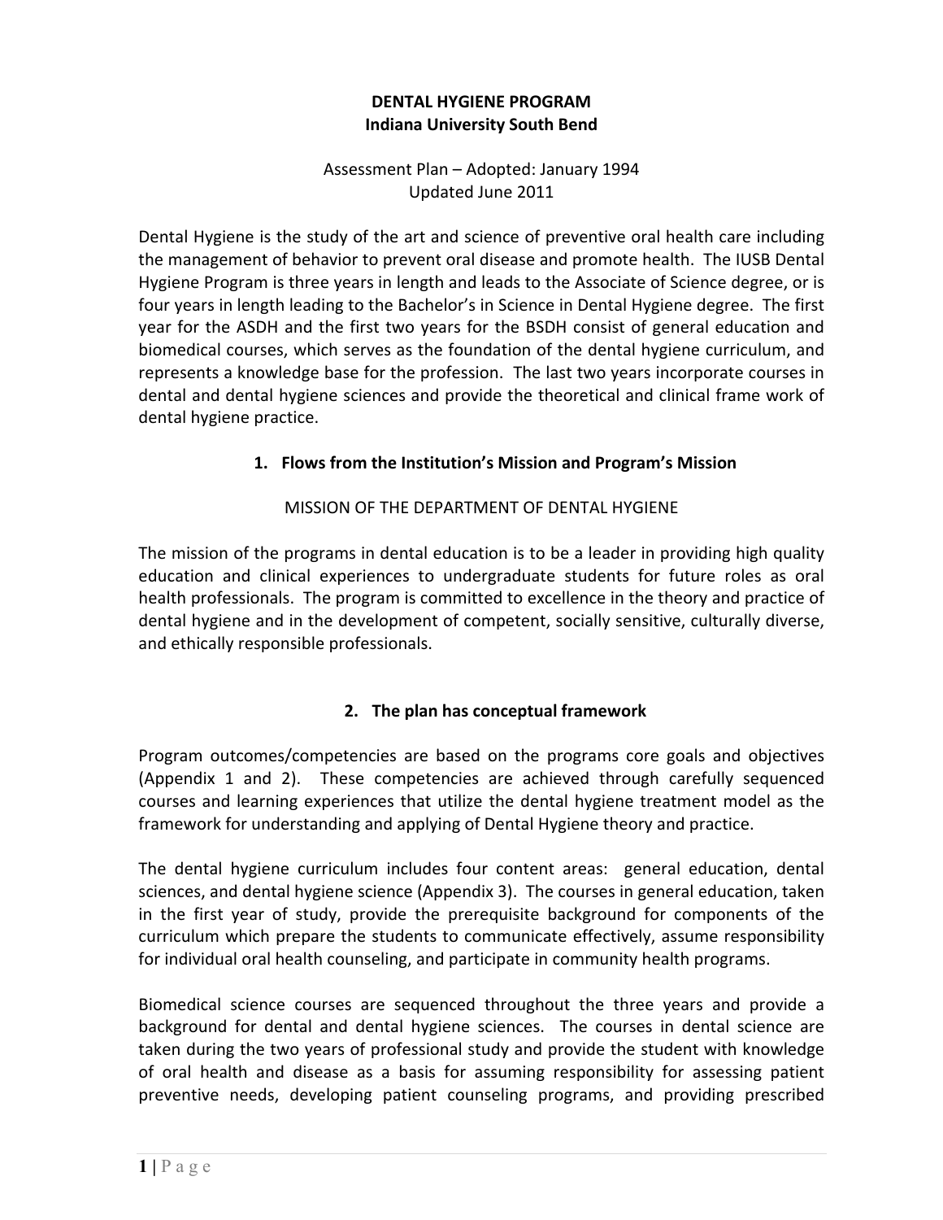# DENTAL HYGIENE PROGRAM
## Indiana University South Bend

Assessment Plan – Adopted: January 1994
Updated June 2011

Dental Hygiene is the study of the art and science of preventive oral health care including the management of behavior to prevent oral disease and promote health. The IUSB Dental Hygiene Program is three years in length and leads to the Associate of Science degree, or is four years in length leading to the Bachelor's in Science in Dental Hygiene degree. The first year for the ASDH and the first two years for the BSDH consist of general education and biomedical courses, which serves as the foundation of the dental hygiene curriculum, and represents a knowledge base for the profession. The last two years incorporate courses in dental and dental hygiene sciences and provide the theoretical and clinical frame work of dental hygiene practice.

### 1. Flows from the Institution's Mission and Program's Mission

MISSION OF THE DEPARTMENT OF DENTAL HYGIENE

The mission of the programs in dental education is to be a leader in providing high quality education and clinical experiences to undergraduate students for future roles as oral health professionals. The program is committed to excellence in the theory and practice of dental hygiene and in the development of competent, socially sensitive, culturally diverse, and ethically responsible professionals.

### 2. The plan has conceptual framework

Program outcomes/competencies are based on the programs core goals and objectives (Appendix 1 and 2). These competencies are achieved through carefully sequenced courses and learning experiences that utilize the dental hygiene treatment model as the framework for understanding and applying of Dental Hygiene theory and practice.

The dental hygiene curriculum includes four content areas: general education, dental sciences, and dental hygiene science (Appendix 3). The courses in general education, taken in the first year of study, provide the prerequisite background for components of the curriculum which prepare the students to communicate effectively, assume responsibility for individual oral health counseling, and participate in community health programs.

Biomedical science courses are sequenced throughout the three years and provide a background for dental and dental hygiene sciences. The courses in dental science are taken during the two years of professional study and provide the student with knowledge of oral health and disease as a basis for assuming responsibility for assessing patient preventive needs, developing patient counseling programs, and providing prescribed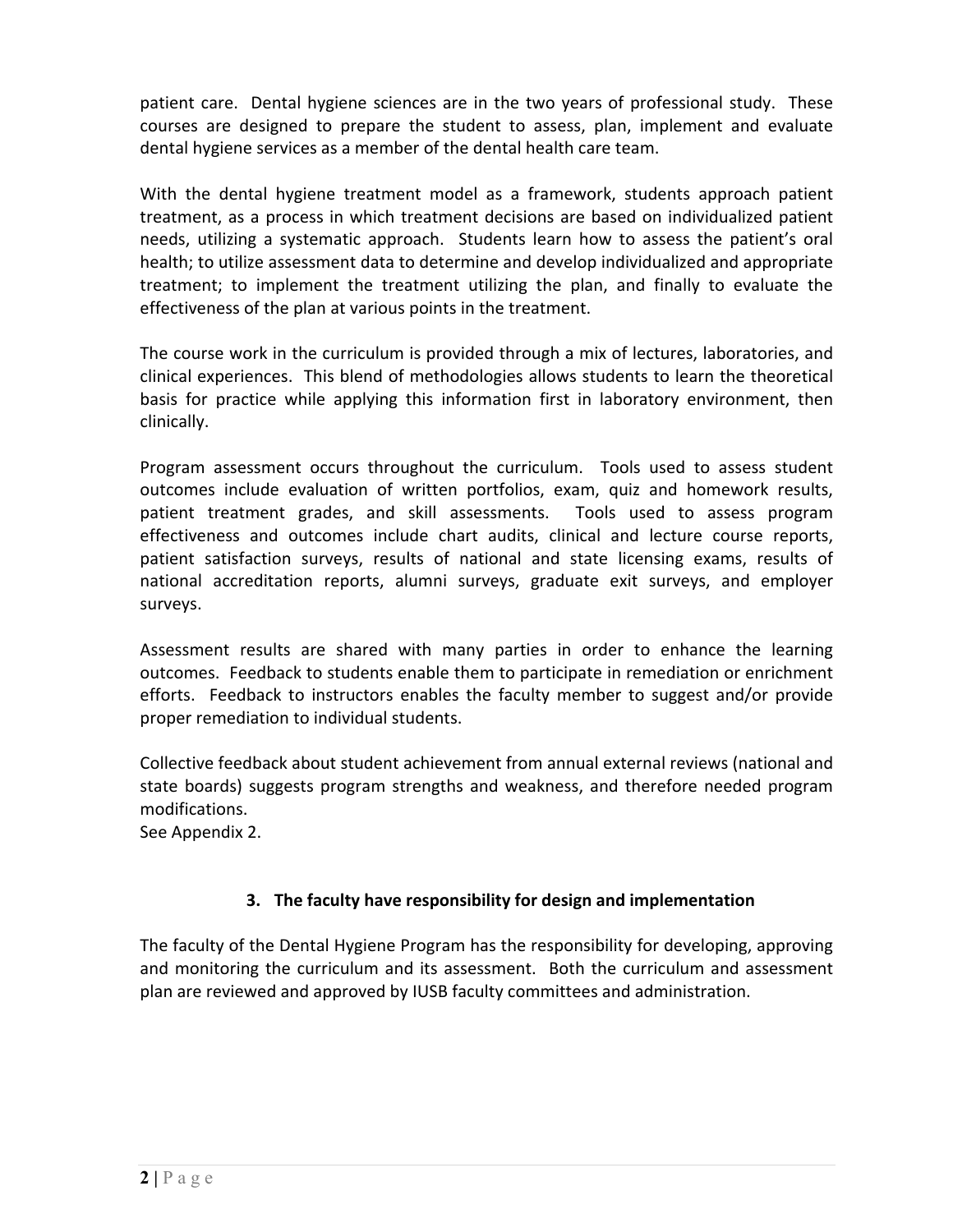patient care. Dental hygiene sciences are in the two years of professional study. These courses are designed to prepare the student to assess, plan, implement and evaluate dental hygiene services as a member of the dental health care team.

With the dental hygiene treatment model as a framework, students approach patient treatment, as a process in which treatment decisions are based on individualized patient needs, utilizing a systematic approach. Students learn how to assess the patient's oral health; to utilize assessment data to determine and develop individualized and appropriate treatment; to implement the treatment utilizing the plan, and finally to evaluate the effectiveness of the plan at various points in the treatment.

The course work in the curriculum is provided through a mix of lectures, laboratories, and clinical experiences. This blend of methodologies allows students to learn the theoretical basis for practice while applying this information first in laboratory environment, then clinically.

Program assessment occurs throughout the curriculum. Tools used to assess student outcomes include evaluation of written portfolios, exam, quiz and homework results, patient treatment grades, and skill assessments. Tools used to assess program effectiveness and outcomes include chart audits, clinical and lecture course reports, patient satisfaction surveys, results of national and state licensing exams, results of national accreditation reports, alumni surveys, graduate exit surveys, and employer surveys.

Assessment results are shared with many parties in order to enhance the learning outcomes. Feedback to students enable them to participate in remediation or enrichment efforts. Feedback to instructors enables the faculty member to suggest and/or provide proper remediation to individual students.

Collective feedback about student achievement from annual external reviews (national and state boards) suggests program strengths and weakness, and therefore needed program modifications.
See Appendix 2.

### 3. The faculty have responsibility for design and implementation

The faculty of the Dental Hygiene Program has the responsibility for developing, approving and monitoring the curriculum and its assessment. Both the curriculum and assessment plan are reviewed and approved by IUSB faculty committees and administration.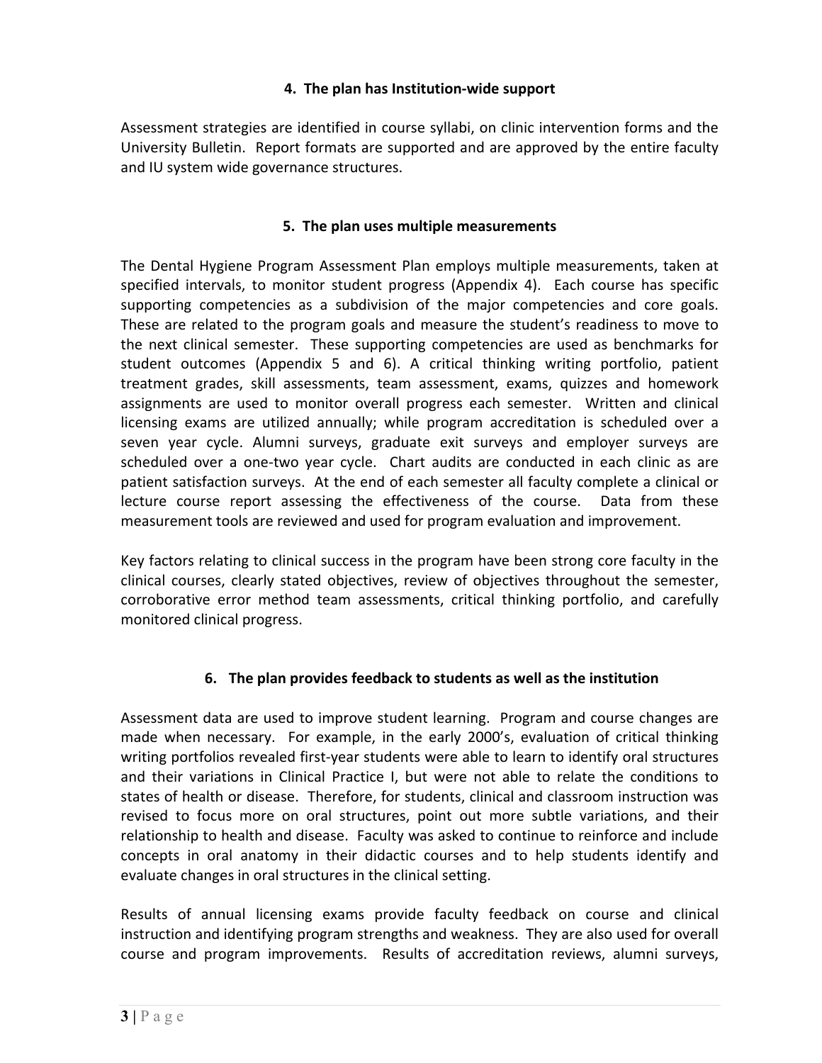### 4. The plan has Institution-wide support

Assessment strategies are identified in course syllabi, on clinic intervention forms and the University Bulletin. Report formats are supported and are approved by the entire faculty and IU system wide governance structures.

### 5. The plan uses multiple measurements

The Dental Hygiene Program Assessment Plan employs multiple measurements, taken at specified intervals, to monitor student progress (Appendix 4). Each course has specific supporting competencies as a subdivision of the major competencies and core goals. These are related to the program goals and measure the student's readiness to move to the next clinical semester. These supporting competencies are used as benchmarks for student outcomes (Appendix 5 and 6). A critical thinking writing portfolio, patient treatment grades, skill assessments, team assessment, exams, quizzes and homework assignments are used to monitor overall progress each semester. Written and clinical licensing exams are utilized annually; while program accreditation is scheduled over a seven year cycle. Alumni surveys, graduate exit surveys and employer surveys are scheduled over a one-two year cycle. Chart audits are conducted in each clinic as are patient satisfaction surveys. At the end of each semester all faculty complete a clinical or lecture course report assessing the effectiveness of the course. Data from these measurement tools are reviewed and used for program evaluation and improvement.

Key factors relating to clinical success in the program have been strong core faculty in the clinical courses, clearly stated objectives, review of objectives throughout the semester, corroborative error method team assessments, critical thinking portfolio, and carefully monitored clinical progress.

### 6. The plan provides feedback to students as well as the institution

Assessment data are used to improve student learning. Program and course changes are made when necessary. For example, in the early 2000's, evaluation of critical thinking writing portfolios revealed first-year students were able to learn to identify oral structures and their variations in Clinical Practice I, but were not able to relate the conditions to states of health or disease. Therefore, for students, clinical and classroom instruction was revised to focus more on oral structures, point out more subtle variations, and their relationship to health and disease. Faculty was asked to continue to reinforce and include concepts in oral anatomy in their didactic courses and to help students identify and evaluate changes in oral structures in the clinical setting.

Results of annual licensing exams provide faculty feedback on course and clinical instruction and identifying program strengths and weakness. They are also used for overall course and program improvements. Results of accreditation reviews, alumni surveys,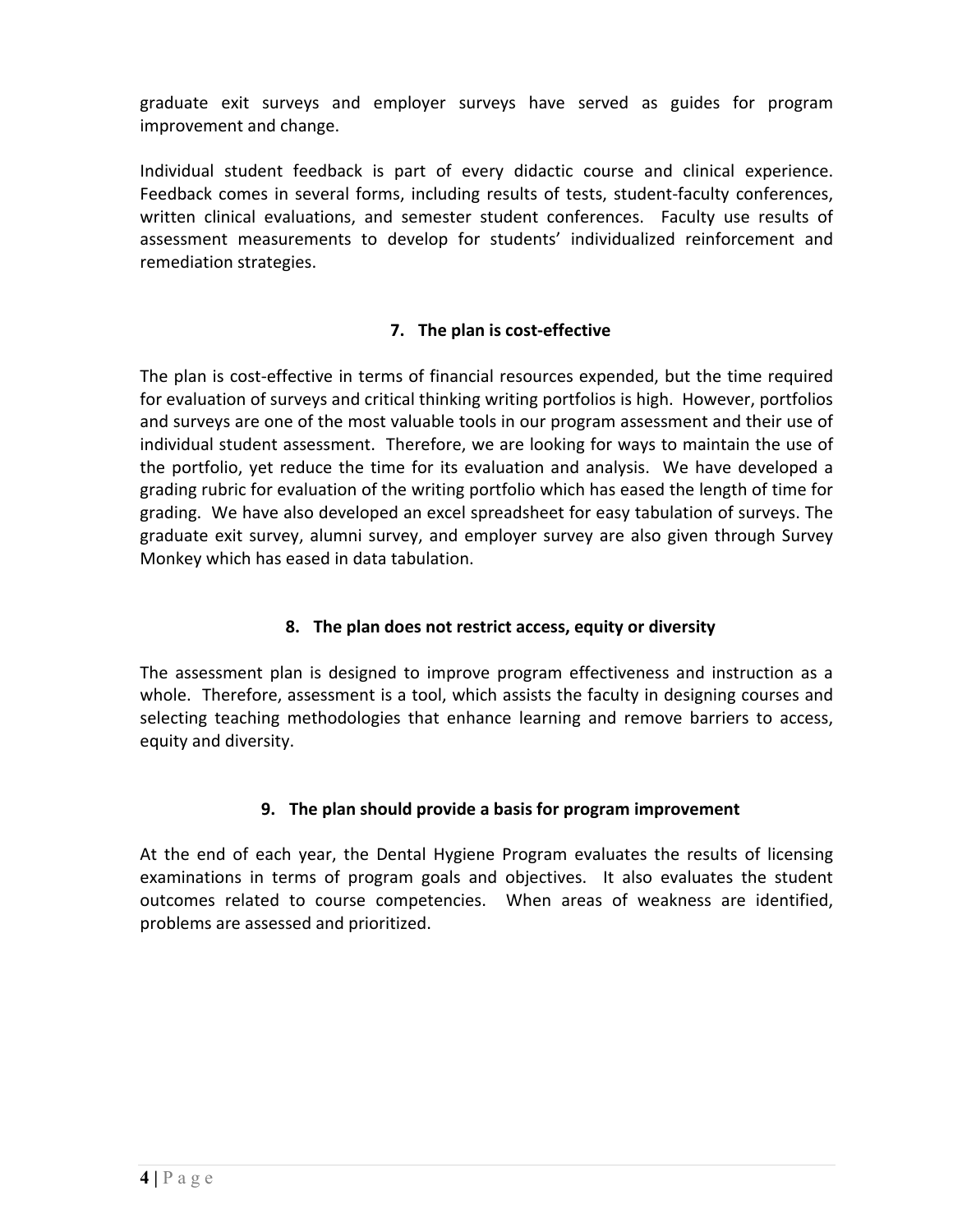graduate exit surveys and employer surveys have served as guides for program improvement and change.

Individual student feedback is part of every didactic course and clinical experience. Feedback comes in several forms, including results of tests, student-faculty conferences, written clinical evaluations, and semester student conferences. Faculty use results of assessment measurements to develop for students' individualized reinforcement and remediation strategies.

### 7. The plan is cost-effective

The plan is cost-effective in terms of financial resources expended, but the time required for evaluation of surveys and critical thinking writing portfolios is high. However, portfolios and surveys are one of the most valuable tools in our program assessment and their use of individual student assessment. Therefore, we are looking for ways to maintain the use of the portfolio, yet reduce the time for its evaluation and analysis. We have developed a grading rubric for evaluation of the writing portfolio which has eased the length of time for grading. We have also developed an excel spreadsheet for easy tabulation of surveys. The graduate exit survey, alumni survey, and employer survey are also given through Survey Monkey which has eased in data tabulation.

### 8. The plan does not restrict access, equity or diversity

The assessment plan is designed to improve program effectiveness and instruction as a whole. Therefore, assessment is a tool, which assists the faculty in designing courses and selecting teaching methodologies that enhance learning and remove barriers to access, equity and diversity.

### 9. The plan should provide a basis for program improvement

At the end of each year, the Dental Hygiene Program evaluates the results of licensing examinations in terms of program goals and objectives. It also evaluates the student outcomes related to course competencies. When areas of weakness are identified, problems are assessed and prioritized.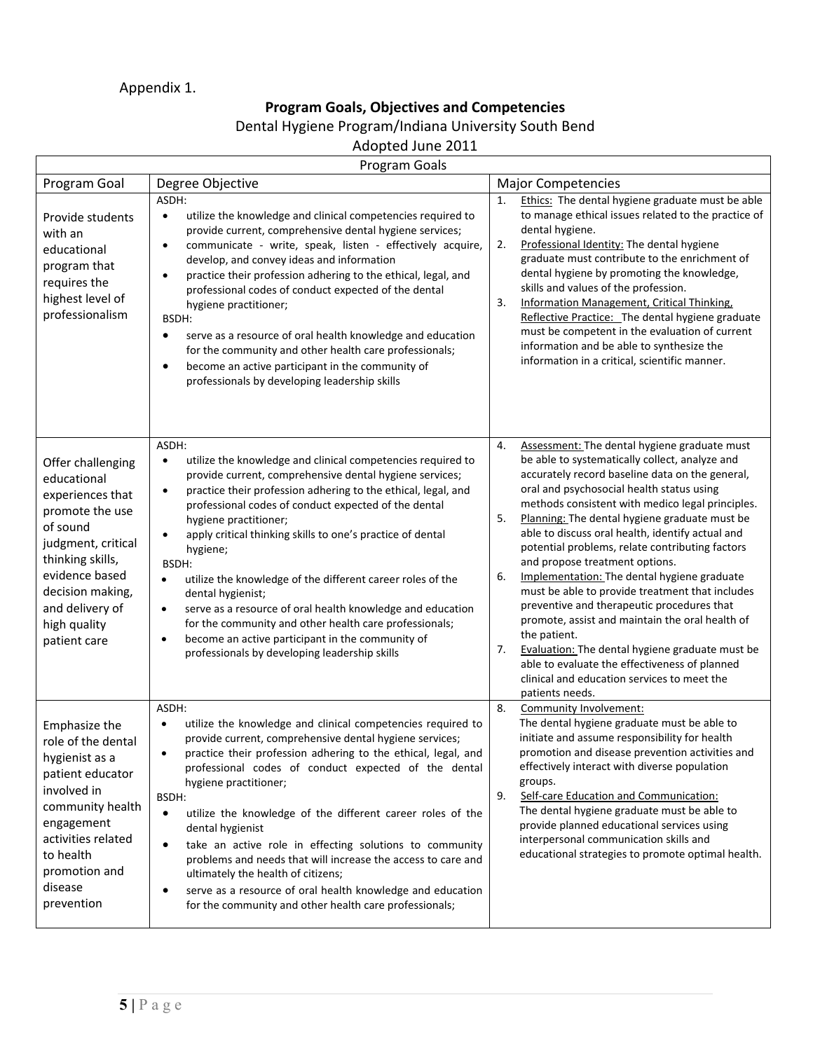Appendix 1.

## Program Goals, Objectives and Competencies

Dental Hygiene Program/Indiana University South Bend

Adopted June 2011

| Program Goals | | |
|---|---|---|
| **Program Goal** | **Degree Objective** | **Major Competencies** |
| Provide students with an educational program that requires the highest level of professionalism | ASDH:<br>• utilize the knowledge and clinical competencies required to provide current, comprehensive dental hygiene services;<br>• communicate - write, speak, listen - effectively acquire, develop, and convey ideas and information<br>• practice their profession adhering to the ethical, legal, and professional codes of conduct expected of the dental hygiene practitioner;<br>BSDH:<br>• serve as a resource of oral health knowledge and education for the community and other health care professionals;<br>• become an active participant in the community of professionals by developing leadership skills | 1. Ethics: The dental hygiene graduate must be able to manage ethical issues related to the practice of dental hygiene.<br>2. Professional Identity: The dental hygiene graduate must contribute to the enrichment of dental hygiene by promoting the knowledge, skills and values of the profession.<br>3. Information Management, Critical Thinking, Reflective Practice: The dental hygiene graduate must be competent in the evaluation of current information and be able to synthesize the information in a critical, scientific manner. |
| Offer challenging educational experiences that promote the use of sound judgment, critical thinking skills, evidence based decision making, and delivery of high quality patient care | ASDH:<br>• utilize the knowledge and clinical competencies required to provide current, comprehensive dental hygiene services;<br>• practice their profession adhering to the ethical, legal, and professional codes of conduct expected of the dental hygiene practitioner;<br>• apply critical thinking skills to one's practice of dental hygiene;<br>BSDH:<br>• utilize the knowledge of the different career roles of the dental hygienist;<br>• serve as a resource of oral health knowledge and education for the community and other health care professionals;<br>• become an active participant in the community of professionals by developing leadership skills | 4. Assessment: The dental hygiene graduate must be able to systematically collect, analyze and accurately record baseline data on the general, oral and psychosocial health status using methods consistent with medico legal principles.<br>5. Planning: The dental hygiene graduate must be able to discuss oral health, identify actual and potential problems, relate contributing factors and propose treatment options.<br>6. Implementation: The dental hygiene graduate must be able to provide treatment that includes preventive and therapeutic procedures that promote, assist and maintain the oral health of the patient.<br>7. Evaluation: The dental hygiene graduate must be able to evaluate the effectiveness of planned clinical and education services to meet the patients needs. |
| Emphasize the role of the dental hygienist as a patient educator involved in community health engagement activities related to health promotion and disease prevention | ASDH:<br>• utilize the knowledge and clinical competencies required to provide current, comprehensive dental hygiene services;<br>• practice their profession adhering to the ethical, legal, and professional codes of conduct expected of the dental hygiene practitioner;<br>BSDH:<br>• utilize the knowledge of the different career roles of the dental hygienist<br>• take an active role in effecting solutions to community problems and needs that will increase the access to care and ultimately the health of citizens;<br>• serve as a resource of oral health knowledge and education for the community and other health care professionals; | 8. Community Involvement: The dental hygiene graduate must be able to initiate and assume responsibility for health promotion and disease prevention activities and effectively interact with diverse population groups.<br>9. Self-care Education and Communication: The dental hygiene graduate must be able to provide planned educational services using interpersonal communication skills and educational strategies to promote optimal health. |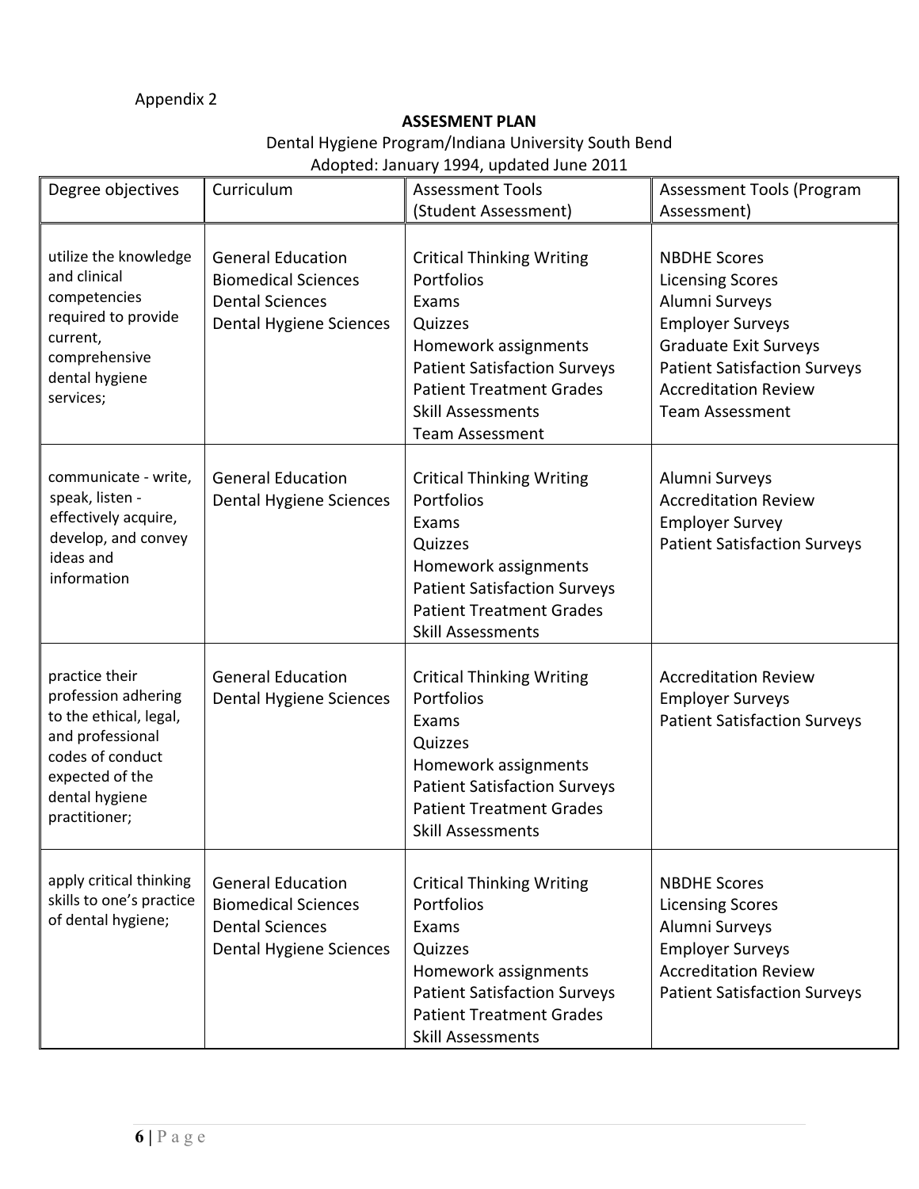Appendix 2

**ASSESMENT PLAN**

Dental Hygiene Program/Indiana University South Bend

Adopted: January 1994, updated June 2011

| Degree objectives | Curriculum | Assessment Tools (Student Assessment) | Assessment Tools (Program Assessment) |
|---|---|---|---|
| utilize the knowledge and clinical competencies required to provide current, comprehensive dental hygiene services; | General Education<br>Biomedical Sciences<br>Dental Sciences<br>Dental Hygiene Sciences | Critical Thinking Writing<br>Portfolios<br>Exams<br>Quizzes<br>Homework assignments<br>Patient Satisfaction Surveys<br>Patient Treatment Grades<br>Skill Assessments<br>Team Assessment | NBDHE Scores<br>Licensing Scores<br>Alumni Surveys<br>Employer Surveys<br>Graduate Exit Surveys<br>Patient Satisfaction Surveys<br>Accreditation Review<br>Team Assessment |
| communicate - write, speak, listen - effectively acquire, develop, and convey ideas and information | General Education<br>Dental Hygiene Sciences | Critical Thinking Writing<br>Portfolios<br>Exams<br>Quizzes<br>Homework assignments<br>Patient Satisfaction Surveys<br>Patient Treatment Grades<br>Skill Assessments | Alumni Surveys<br>Accreditation Review<br>Employer Survey<br>Patient Satisfaction Surveys |
| practice their profession adhering to the ethical, legal, and professional codes of conduct expected of the dental hygiene practitioner; | General Education<br>Dental Hygiene Sciences | Critical Thinking Writing<br>Portfolios<br>Exams<br>Quizzes<br>Homework assignments<br>Patient Satisfaction Surveys<br>Patient Treatment Grades<br>Skill Assessments | Accreditation Review<br>Employer Surveys<br>Patient Satisfaction Surveys |
| apply critical thinking skills to one's practice of dental hygiene; | General Education<br>Biomedical Sciences<br>Dental Sciences<br>Dental Hygiene Sciences | Critical Thinking Writing<br>Portfolios<br>Exams<br>Quizzes<br>Homework assignments<br>Patient Satisfaction Surveys<br>Patient Treatment Grades<br>Skill Assessments | NBDHE Scores<br>Licensing Scores<br>Alumni Surveys<br>Employer Surveys<br>Accreditation Review<br>Patient Satisfaction Surveys |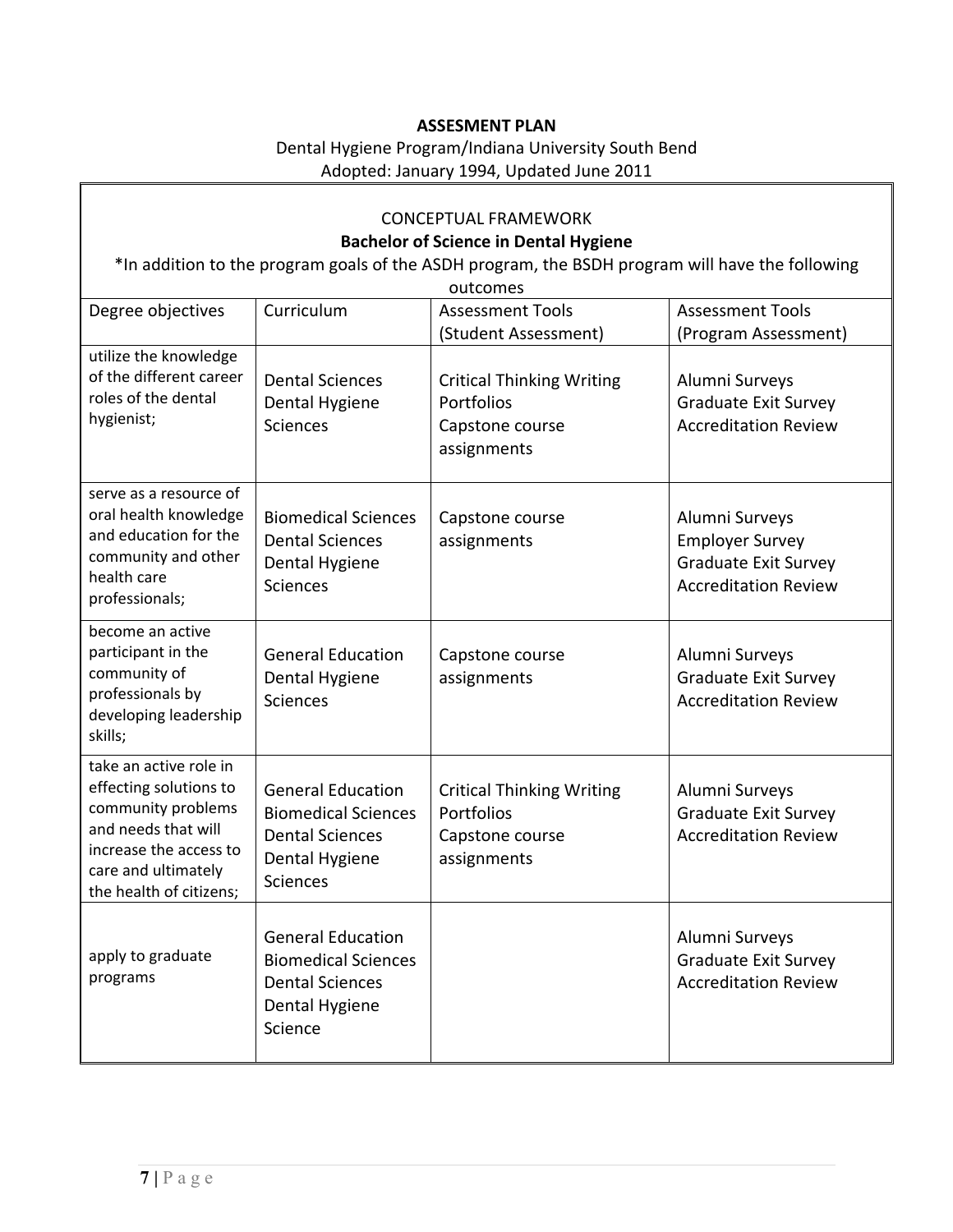**ASSESMENT PLAN**

Dental Hygiene Program/Indiana University South Bend
Adopted: January 1994, Updated June 2011

CONCEPTUAL FRAMEWORK

**Bachelor of Science in Dental Hygiene**

*In addition to the program goals of the ASDH program, the BSDH program will have the following outcomes

| Degree objectives | Curriculum | Assessment Tools (Student Assessment) | Assessment Tools (Program Assessment) |
|---|---|---|---|
| utilize the knowledge of the different career roles of the dental hygienist; | Dental Sciences<br>Dental Hygiene Sciences | Critical Thinking Writing Portfolios<br>Capstone course assignments | Alumni Surveys<br>Graduate Exit Survey<br>Accreditation Review |
| serve as a resource of oral health knowledge and education for the community and other health care professionals; | Biomedical Sciences<br>Dental Sciences<br>Dental Hygiene Sciences | Capstone course assignments | Alumni Surveys<br>Employer Survey<br>Graduate Exit Survey<br>Accreditation Review |
| become an active participant in the community of professionals by developing leadership skills; | General Education<br>Dental Hygiene Sciences | Capstone course assignments | Alumni Surveys<br>Graduate Exit Survey<br>Accreditation Review |
| take an active role in effecting solutions to community problems and needs that will increase the access to care and ultimately the health of citizens; | General Education<br>Biomedical Sciences<br>Dental Sciences<br>Dental Hygiene Sciences | Critical Thinking Writing Portfolios<br>Capstone course assignments | Alumni Surveys<br>Graduate Exit Survey<br>Accreditation Review |
| apply to graduate programs | General Education<br>Biomedical Sciences<br>Dental Sciences<br>Dental Hygiene Science | | Alumni Surveys<br>Graduate Exit Survey<br>Accreditation Review |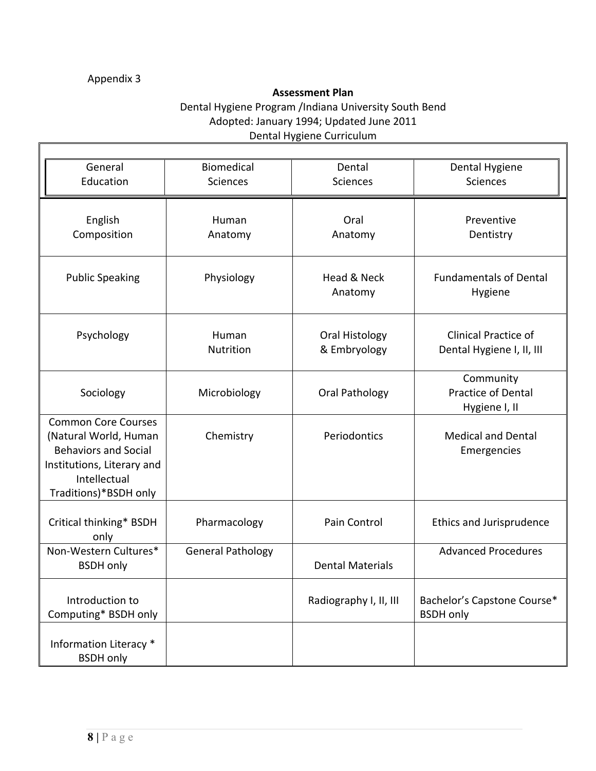Appendix 3

**Assessment Plan**

Dental Hygiene Program /Indiana University South Bend

Adopted: January 1994; Updated June 2011

Dental Hygiene Curriculum

| General Education | Biomedical Sciences | Dental Sciences | Dental Hygiene Sciences |
|---|---|---|---|
| English Composition | Human Anatomy | Oral Anatomy | Preventive Dentistry |
| Public Speaking | Physiology | Head & Neck Anatomy | Fundamentals of Dental Hygiene |
| Psychology | Human Nutrition | Oral Histology & Embryology | Clinical Practice of Dental Hygiene I, II, III |
| Sociology | Microbiology | Oral Pathology | Community Practice of Dental Hygiene I, II |
| Common Core Courses (Natural World, Human Behaviors and Social Institutions, Literary and Intellectual Traditions)*BSDH only | Chemistry | Periodontics | Medical and Dental Emergencies |
| Critical thinking* BSDH only | Pharmacology | Pain Control | Ethics and Jurisprudence |
| Non-Western Cultures* BSDH only | General Pathology | Dental Materials | Advanced Procedures |
| Introduction to Computing* BSDH only | | Radiography I, II, III | Bachelor's Capstone Course* BSDH only |
| Information Literacy * BSDH only | | | |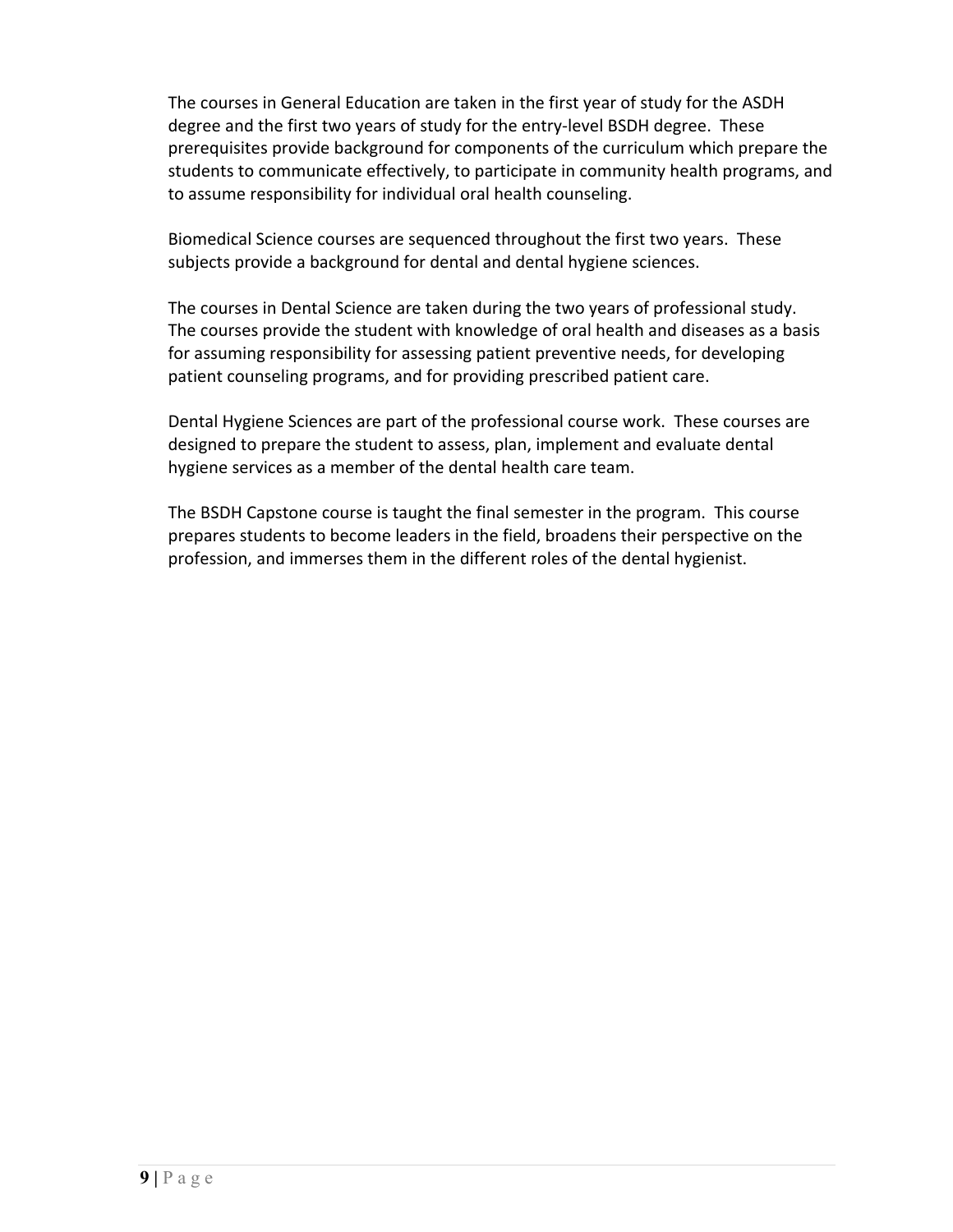The courses in General Education are taken in the first year of study for the ASDH degree and the first two years of study for the entry-level BSDH degree. These prerequisites provide background for components of the curriculum which prepare the students to communicate effectively, to participate in community health programs, and to assume responsibility for individual oral health counseling.

Biomedical Science courses are sequenced throughout the first two years. These subjects provide a background for dental and dental hygiene sciences.

The courses in Dental Science are taken during the two years of professional study. The courses provide the student with knowledge of oral health and diseases as a basis for assuming responsibility for assessing patient preventive needs, for developing patient counseling programs, and for providing prescribed patient care.

Dental Hygiene Sciences are part of the professional course work. These courses are designed to prepare the student to assess, plan, implement and evaluate dental hygiene services as a member of the dental health care team.

The BSDH Capstone course is taught the final semester in the program. This course prepares students to become leaders in the field, broadens their perspective on the profession, and immerses them in the different roles of the dental hygienist.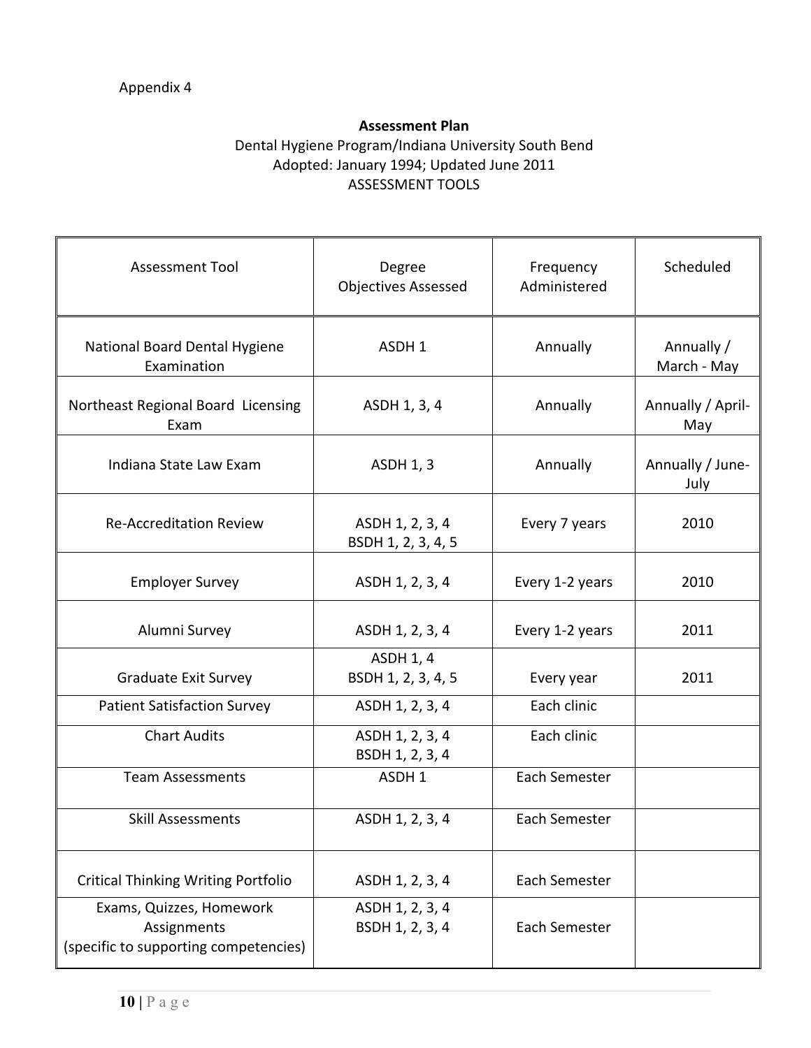Appendix 4

**Assessment Plan**

Dental Hygiene Program/Indiana University South Bend

Adopted: January 1994; Updated June 2011

ASSESSMENT TOOLS

| Assessment Tool | Degree Objectives Assessed | Frequency Administered | Scheduled |
|---|---|---|---|
| National Board Dental Hygiene Examination | ASDH 1 | Annually | Annually / March - May |
| Northeast Regional Board Licensing Exam | ASDH 1, 3, 4 | Annually | Annually / April-May |
| Indiana State Law Exam | ASDH 1, 3 | Annually | Annually / June-July |
| Re-Accreditation Review | ASDH 1, 2, 3, 4<br>BSDH 1, 2, 3, 4, 5 | Every 7 years | 2010 |
| Employer Survey | ASDH 1, 2, 3, 4 | Every 1-2 years | 2010 |
| Alumni Survey | ASDH 1, 2, 3, 4 | Every 1-2 years | 2011 |
| Graduate Exit Survey | ASDH 1, 4<br>BSDH 1, 2, 3, 4, 5 | Every year | 2011 |
| Patient Satisfaction Survey | ASDH 1, 2, 3, 4 | Each clinic | |
| Chart Audits | ASDH 1, 2, 3, 4<br>BSDH 1, 2, 3, 4 | Each clinic | |
| Team Assessments | ASDH 1 | Each Semester | |
| Skill Assessments | ASDH 1, 2, 3, 4 | Each Semester | |
| Critical Thinking Writing Portfolio | ASDH 1, 2, 3, 4 | Each Semester | |
| Exams, Quizzes, Homework Assignments (specific to supporting competencies) | ASDH 1, 2, 3, 4<br>BSDH 1, 2, 3, 4 | Each Semester | |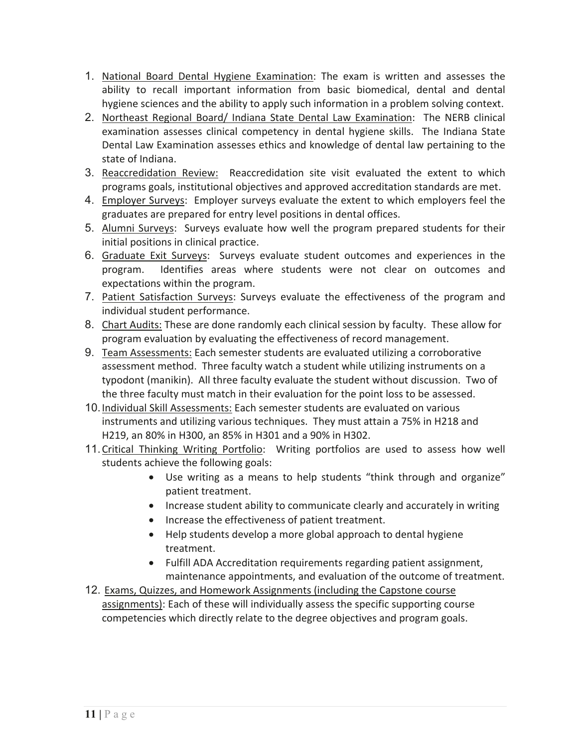1. <u>National Board Dental Hygiene Examination</u>: The exam is written and assesses the ability to recall important information from basic biomedical, dental and dental hygiene sciences and the ability to apply such information in a problem solving context.
2. <u>Northeast Regional Board/ Indiana State Dental Law Examination</u>: The NERB clinical examination assesses clinical competency in dental hygiene skills. The Indiana State Dental Law Examination assesses ethics and knowledge of dental law pertaining to the state of Indiana.
3. <u>Reaccredidation Review:</u> Reaccredidation site visit evaluated the extent to which programs goals, institutional objectives and approved accreditation standards are met.
4. <u>Employer Surveys</u>: Employer surveys evaluate the extent to which employers feel the graduates are prepared for entry level positions in dental offices.
5. <u>Alumni Surveys</u>: Surveys evaluate how well the program prepared students for their initial positions in clinical practice.
6. <u>Graduate Exit Surveys</u>: Surveys evaluate student outcomes and experiences in the program. Identifies areas where students were not clear on outcomes and expectations within the program.
7. <u>Patient Satisfaction Surveys</u>: Surveys evaluate the effectiveness of the program and individual student performance.
8. <u>Chart Audits:</u> These are done randomly each clinical session by faculty. These allow for program evaluation by evaluating the effectiveness of record management.
9. <u>Team Assessments:</u> Each semester students are evaluated utilizing a corroborative assessment method. Three faculty watch a student while utilizing instruments on a typodont (manikin). All three faculty evaluate the student without discussion. Two of the three faculty must match in their evaluation for the point loss to be assessed.
10. <u>Individual Skill Assessments:</u> Each semester students are evaluated on various instruments and utilizing various techniques. They must attain a 75% in H218 and H219, an 80% in H300, an 85% in H301 and a 90% in H302.
11. <u>Critical Thinking Writing Portfolio</u>: Writing portfolios are used to assess how well students achieve the following goals:
    - Use writing as a means to help students "think through and organize" patient treatment.
    - Increase student ability to communicate clearly and accurately in writing
    - Increase the effectiveness of patient treatment.
    - Help students develop a more global approach to dental hygiene treatment.
    - Fulfill ADA Accreditation requirements regarding patient assignment, maintenance appointments, and evaluation of the outcome of treatment.
12. <u>Exams, Quizzes, and Homework Assignments (including the Capstone course assignments)</u>: Each of these will individually assess the specific supporting course competencies which directly relate to the degree objectives and program goals.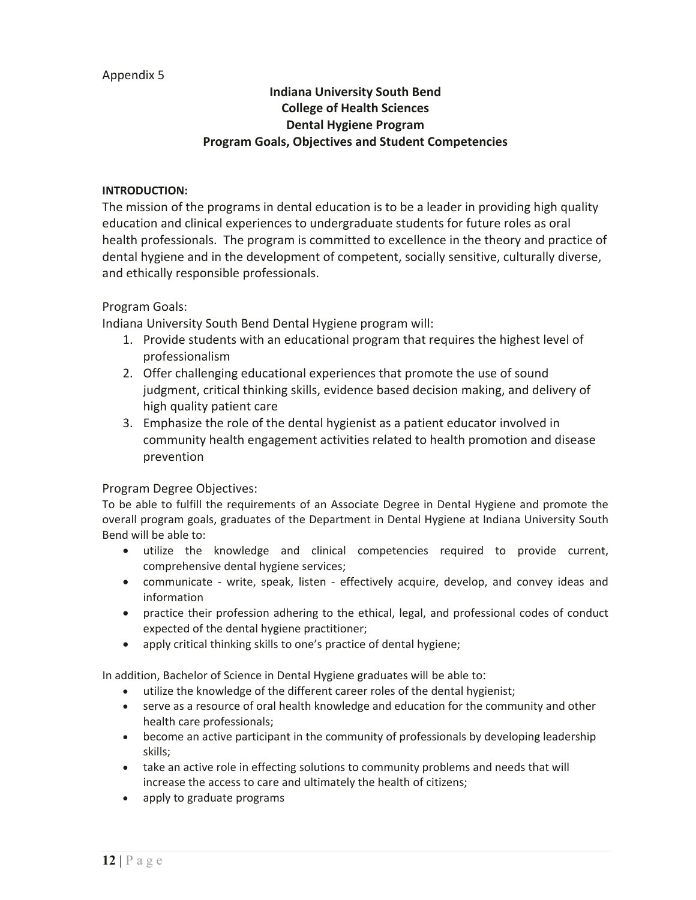Appendix 5

## Indiana University South Bend
## College of Health Sciences
## Dental Hygiene Program
## Program Goals, Objectives and Student Competencies

**INTRODUCTION:**

The mission of the programs in dental education is to be a leader in providing high quality education and clinical experiences to undergraduate students for future roles as oral health professionals. The program is committed to excellence in the theory and practice of dental hygiene and in the development of competent, socially sensitive, culturally diverse, and ethically responsible professionals.

Program Goals:

Indiana University South Bend Dental Hygiene program will:

1. Provide students with an educational program that requires the highest level of professionalism
2. Offer challenging educational experiences that promote the use of sound judgment, critical thinking skills, evidence based decision making, and delivery of high quality patient care
3. Emphasize the role of the dental hygienist as a patient educator involved in community health engagement activities related to health promotion and disease prevention

Program Degree Objectives:

To be able to fulfill the requirements of an Associate Degree in Dental Hygiene and promote the overall program goals, graduates of the Department in Dental Hygiene at Indiana University South Bend will be able to:

- utilize the knowledge and clinical competencies required to provide current, comprehensive dental hygiene services;
- communicate - write, speak, listen - effectively acquire, develop, and convey ideas and information
- practice their profession adhering to the ethical, legal, and professional codes of conduct expected of the dental hygiene practitioner;
- apply critical thinking skills to one's practice of dental hygiene;

In addition, Bachelor of Science in Dental Hygiene graduates will be able to:

- utilize the knowledge of the different career roles of the dental hygienist;
- serve as a resource of oral health knowledge and education for the community and other health care professionals;
- become an active participant in the community of professionals by developing leadership skills;
- take an active role in effecting solutions to community problems and needs that will increase the access to care and ultimately the health of citizens;
- apply to graduate programs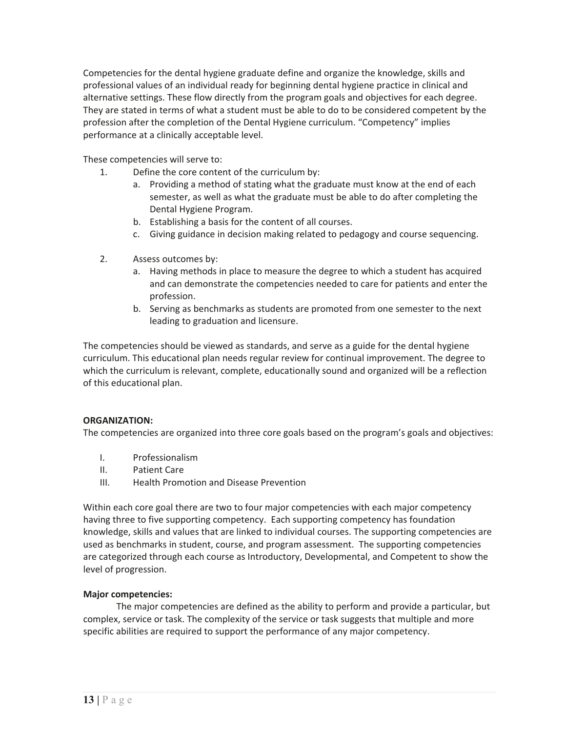Competencies for the dental hygiene graduate define and organize the knowledge, skills and professional values of an individual ready for beginning dental hygiene practice in clinical and alternative settings. These flow directly from the program goals and objectives for each degree. They are stated in terms of what a student must be able to do to be considered competent by the profession after the completion of the Dental Hygiene curriculum. "Competency" implies performance at a clinically acceptable level.

These competencies will serve to:

1. Define the core content of the curriculum by:
   a. Providing a method of stating what the graduate must know at the end of each semester, as well as what the graduate must be able to do after completing the Dental Hygiene Program.
   b. Establishing a basis for the content of all courses.
   c. Giving guidance in decision making related to pedagogy and course sequencing.

2. Assess outcomes by:
   a. Having methods in place to measure the degree to which a student has acquired and can demonstrate the competencies needed to care for patients and enter the profession.
   b. Serving as benchmarks as students are promoted from one semester to the next leading to graduation and licensure.

The competencies should be viewed as standards, and serve as a guide for the dental hygiene curriculum. This educational plan needs regular review for continual improvement. The degree to which the curriculum is relevant, complete, educationally sound and organized will be a reflection of this educational plan.

**ORGANIZATION:**

The competencies are organized into three core goals based on the program's goals and objectives:

- I. Professionalism
- II. Patient Care
- III. Health Promotion and Disease Prevention

Within each core goal there are two to four major competencies with each major competency having three to five supporting competency. Each supporting competency has foundation knowledge, skills and values that are linked to individual courses. The supporting competencies are used as benchmarks in student, course, and program assessment. The supporting competencies are categorized through each course as Introductory, Developmental, and Competent to show the level of progression.

**Major competencies:**

The major competencies are defined as the ability to perform and provide a particular, but complex, service or task. The complexity of the service or task suggests that multiple and more specific abilities are required to support the performance of any major competency.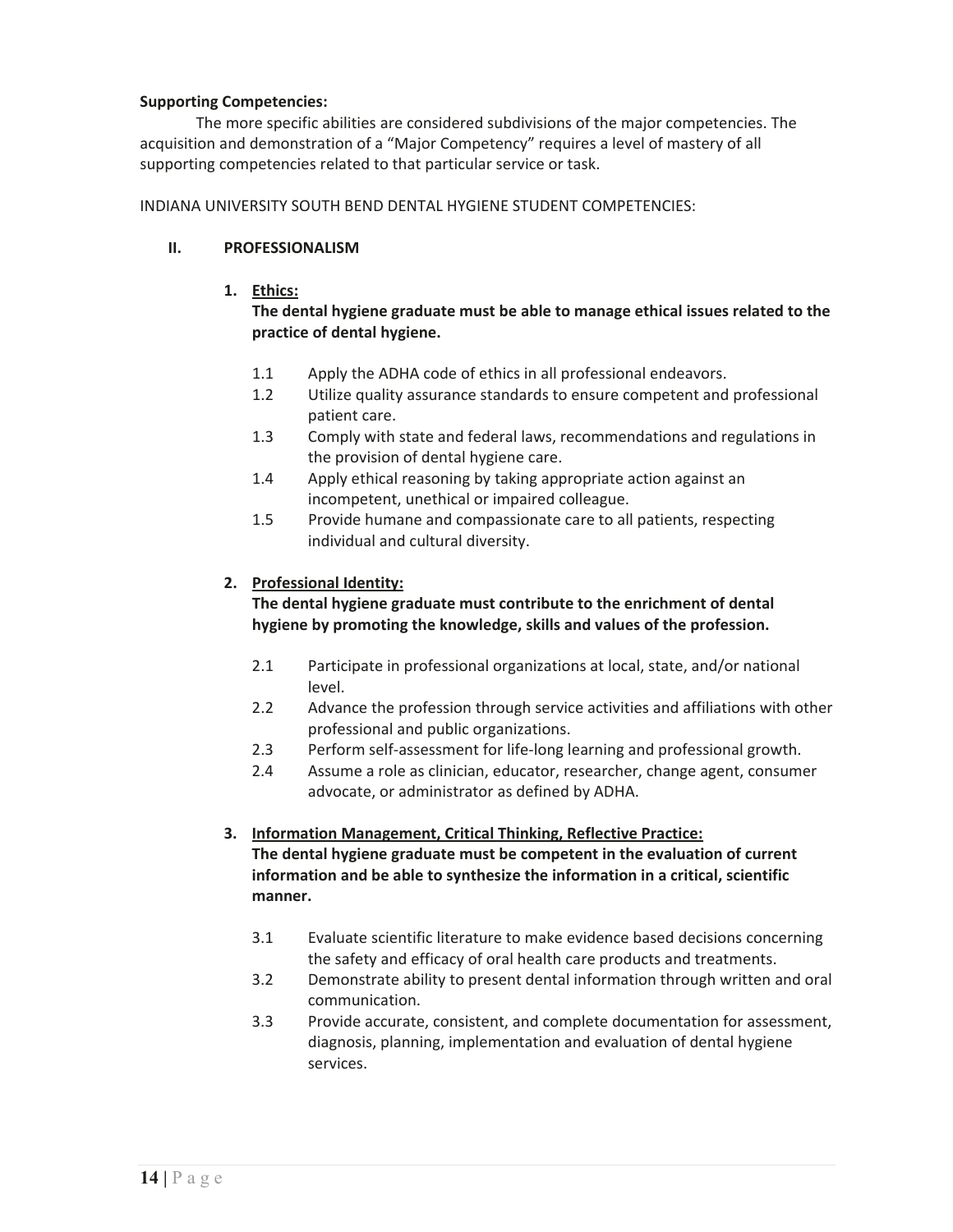**Supporting Competencies:**

The more specific abilities are considered subdivisions of the major competencies. The acquisition and demonstration of a "Major Competency" requires a level of mastery of all supporting competencies related to that particular service or task.

INDIANA UNIVERSITY SOUTH BEND DENTAL HYGIENE STUDENT COMPETENCIES:

## II. PROFESSIONALISM

### 1. Ethics:

**The dental hygiene graduate must be able to manage ethical issues related to the practice of dental hygiene.**

- 1.1 Apply the ADHA code of ethics in all professional endeavors.
- 1.2 Utilize quality assurance standards to ensure competent and professional patient care.
- 1.3 Comply with state and federal laws, recommendations and regulations in the provision of dental hygiene care.
- 1.4 Apply ethical reasoning by taking appropriate action against an incompetent, unethical or impaired colleague.
- 1.5 Provide humane and compassionate care to all patients, respecting individual and cultural diversity.

### 2. Professional Identity:

**The dental hygiene graduate must contribute to the enrichment of dental hygiene by promoting the knowledge, skills and values of the profession.**

- 2.1 Participate in professional organizations at local, state, and/or national level.
- 2.2 Advance the profession through service activities and affiliations with other professional and public organizations.
- 2.3 Perform self-assessment for life-long learning and professional growth.
- 2.4 Assume a role as clinician, educator, researcher, change agent, consumer advocate, or administrator as defined by ADHA.

### 3. Information Management, Critical Thinking, Reflective Practice:

**The dental hygiene graduate must be competent in the evaluation of current information and be able to synthesize the information in a critical, scientific manner.**

- 3.1 Evaluate scientific literature to make evidence based decisions concerning the safety and efficacy of oral health care products and treatments.
- 3.2 Demonstrate ability to present dental information through written and oral communication.
- 3.3 Provide accurate, consistent, and complete documentation for assessment, diagnosis, planning, implementation and evaluation of dental hygiene services.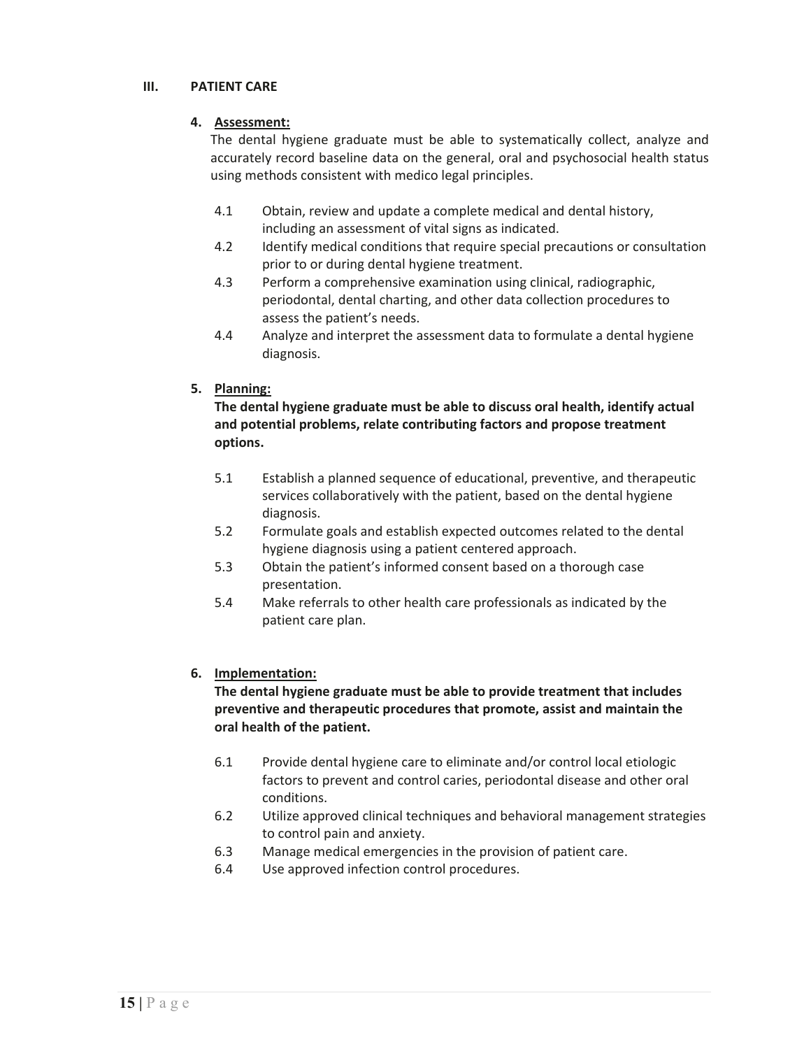## III. PATIENT CARE

### 4. Assessment:

The dental hygiene graduate must be able to systematically collect, analyze and accurately record baseline data on the general, oral and psychosocial health status using methods consistent with medico legal principles.

- 4.1 Obtain, review and update a complete medical and dental history, including an assessment of vital signs as indicated.
- 4.2 Identify medical conditions that require special precautions or consultation prior to or during dental hygiene treatment.
- 4.3 Perform a comprehensive examination using clinical, radiographic, periodontal, dental charting, and other data collection procedures to assess the patient's needs.
- 4.4 Analyze and interpret the assessment data to formulate a dental hygiene diagnosis.

### 5. Planning:

**The dental hygiene graduate must be able to discuss oral health, identify actual and potential problems, relate contributing factors and propose treatment options.**

- 5.1 Establish a planned sequence of educational, preventive, and therapeutic services collaboratively with the patient, based on the dental hygiene diagnosis.
- 5.2 Formulate goals and establish expected outcomes related to the dental hygiene diagnosis using a patient centered approach.
- 5.3 Obtain the patient's informed consent based on a thorough case presentation.
- 5.4 Make referrals to other health care professionals as indicated by the patient care plan.

### 6. Implementation:

**The dental hygiene graduate must be able to provide treatment that includes preventive and therapeutic procedures that promote, assist and maintain the oral health of the patient.**

- 6.1 Provide dental hygiene care to eliminate and/or control local etiologic factors to prevent and control caries, periodontal disease and other oral conditions.
- 6.2 Utilize approved clinical techniques and behavioral management strategies to control pain and anxiety.
- 6.3 Manage medical emergencies in the provision of patient care.
- 6.4 Use approved infection control procedures.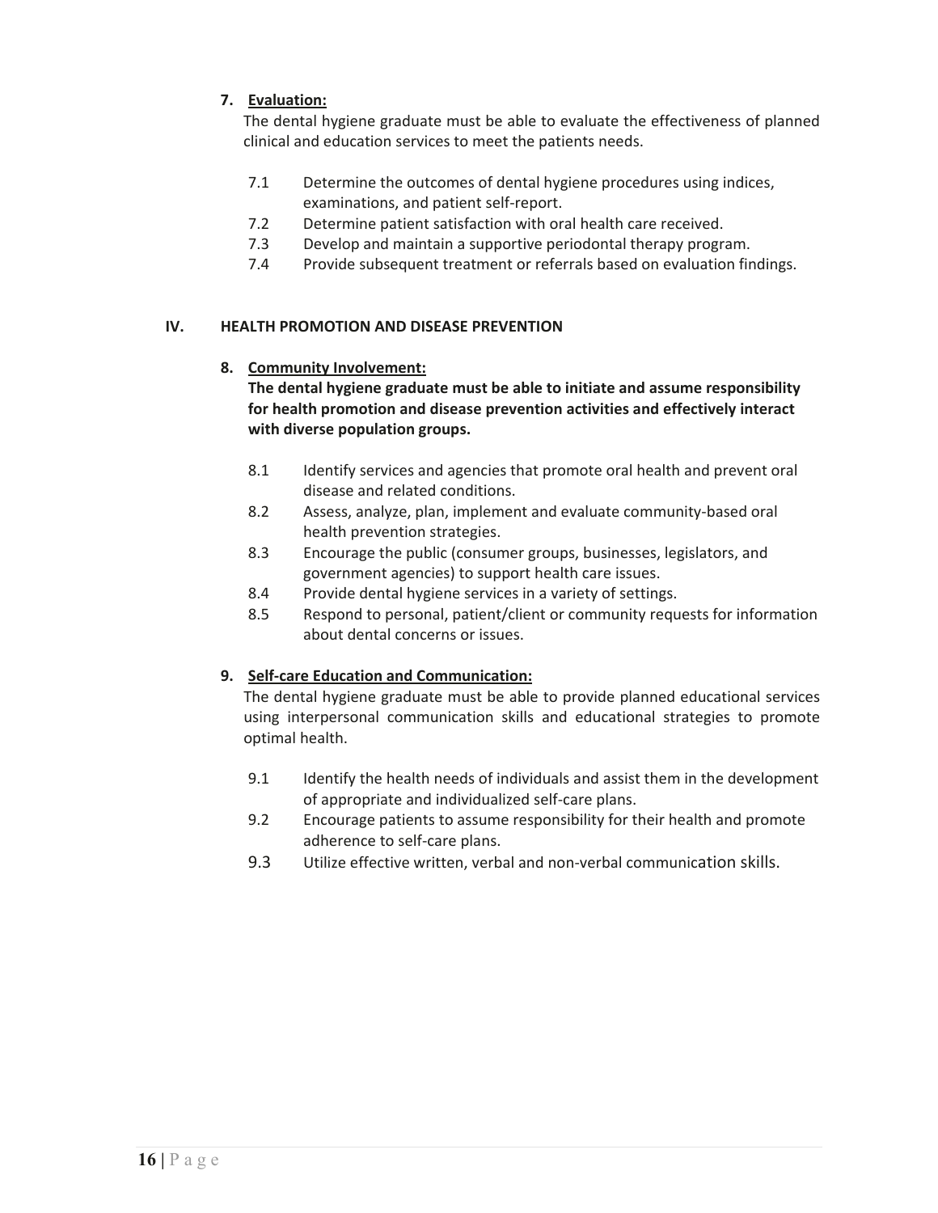### 7. Evaluation:

The dental hygiene graduate must be able to evaluate the effectiveness of planned clinical and education services to meet the patients needs.

- 7.1 Determine the outcomes of dental hygiene procedures using indices, examinations, and patient self-report.
- 7.2 Determine patient satisfaction with oral health care received.
- 7.3 Develop and maintain a supportive periodontal therapy program.
- 7.4 Provide subsequent treatment or referrals based on evaluation findings.

## IV. HEALTH PROMOTION AND DISEASE PREVENTION

### 8. Community Involvement:

**The dental hygiene graduate must be able to initiate and assume responsibility for health promotion and disease prevention activities and effectively interact with diverse population groups.**

- 8.1 Identify services and agencies that promote oral health and prevent oral disease and related conditions.
- 8.2 Assess, analyze, plan, implement and evaluate community-based oral health prevention strategies.
- 8.3 Encourage the public (consumer groups, businesses, legislators, and government agencies) to support health care issues.
- 8.4 Provide dental hygiene services in a variety of settings.
- 8.5 Respond to personal, patient/client or community requests for information about dental concerns or issues.

### 9. Self-care Education and Communication:

The dental hygiene graduate must be able to provide planned educational services using interpersonal communication skills and educational strategies to promote optimal health.

- 9.1 Identify the health needs of individuals and assist them in the development of appropriate and individualized self-care plans.
- 9.2 Encourage patients to assume responsibility for their health and promote adherence to self-care plans.
- 9.3 Utilize effective written, verbal and non-verbal communication skills.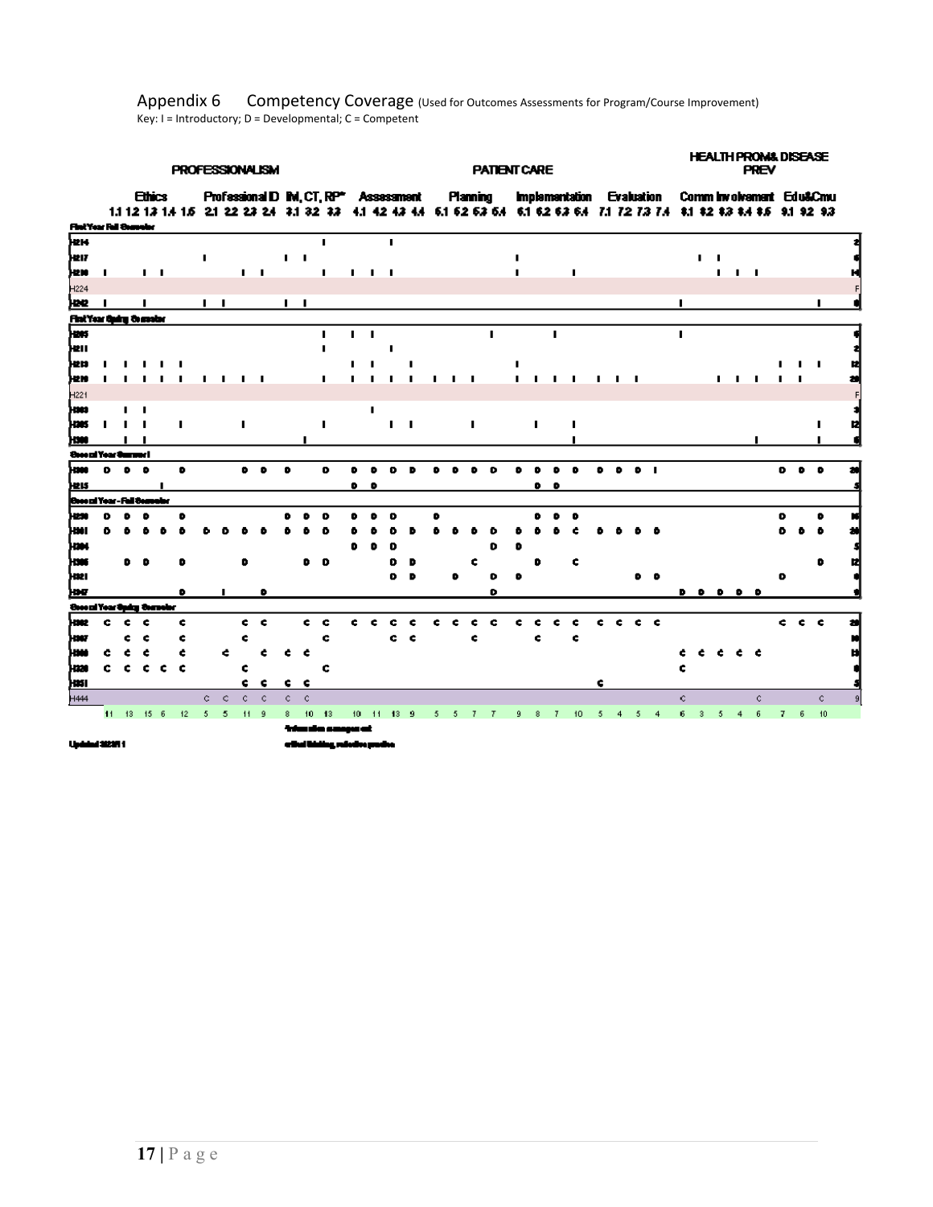Appendix 6 Competency Coverage (Used for Outcomes Assessments for Program/Course Improvement)

Key: I = Introductory; D = Developmental; C = Competent

| | PROFESSIONALISM | | | | | | | | | | | | PATIENT CARE | | | | | | | | | | | | | | | | HEALTH PROM& DISEASE PREV | | | | | | | | | |
|---|---|---|---|---|---|---|---|---|---|---|---|---|---|---|---|---|---|---|---|---|---|---|---|---|---|---|---|---|---|---|---|---|---|---|---|---|---|
| | Ethics | | | | | Professional ID | | | | IM, CT, RP* | | | Assessment | | | | Planning | | | | Implementation | | | | Evaluation | | | | Comm Involvement | | | | | Edu&Cmu | | | |
| | 1.1 | 1.2 | 1.3 | 1.4 | 1.5 | 2.1 | 2.2 | 2.3 | 2.4 | 3.1 | 3.2 | 3.3 | 4.1 | 4.2 | 4.3 | 4.4 | 5.1 | 5.2 | 5.3 | 5.4 | 6.1 | 6.2 | 6.3 | 6.4 | 7.1 | 7.2 | 7.3 | 7.4 | 8.1 | 8.2 | 8.3 | 8.4 | 8.5 | 9.1 | 9.2 | 9.3 | |
| **First Year Fall Semester** | | | | | | | | | | | | | | | | | | | | | | | | | | | | | | | | | | | | | |
| H214 | | | | | | | | | | | | I | | | I | | | | | | | | | | | | | | | | | | | | | | 2 |
| H217 | | | | | | I | | | | I | I | | | | | | | | | | I | | | | | | | | | I | I | | | | | | 6 |
| H219 | I | | I | I | | | | I | I | | | I | I | I | I | | | | | | I | | | I | | | | | | | I | I | I | | | | 14 |
| H224 | | | | | | | | | | | | | | | | | | | | | | | | | | | | | | | | | | | | | F |
| H242 | I | | I | | | I | I | | | I | I | | | | | | | | | | | | | | | | | | I | | | | | | | I | 8 |
| **First Year Spring Semester** | | | | | | | | | | | | | | | | | | | | | | | | | | | | | | | | | | | | | |
| H205 | | | | | | | | | | | | I | I | I | | | | | | I | | | I | | | | | | I | | | | | | | | 6 |
| H211 | | | | | | | | | | | | I | | | I | | | | | | | | | | | | | | | | | | | | | | 2 |
| H213 | I | I | I | I | I | | | | | | | | I | I | | I | | | | | I | | | | | | | | | | | | | I | I | I | 12 |
| H210 | I | I | I | I | I | I | I | I | I | | | I | I | I | I | I | I | I | I | | I | I | I | I | I | I | I | | | | I | I | I | I | I | | 29 |
| H221 | | | | | | | | | | | | | | | | | | | | | | | | | | | | | | | | | | | | | F |
| H303 | | I | I | | | | | | | | | | | I | | | | | | | | | | | | | | | | | | | | | | | 3 |
| H305 | I | I | I | | I | | | I | | | | I | | | I | I | | | I | | | I | | I | | | | | | | | | | | | I | 12 |
| H308 | | I | I | | | | | | | | I | | | | | | | | | | | | | I | | | | | | | | | I | | | I | 6 |
| **Second Year Summer I** | | | | | | | | | | | | | | | | | | | | | | | | | | | | | | | | | | | | | |
| H300 | D | D | D | | D | | | D | D | D | | D | D | D | D | D | D | D | D | D | D | D | D | D | D | D | D | I | | | | | | D | D | D | 28 |
| H215 | | | | I | | | | | | | | | D | D | | | | | | | | D | D | | | | | | | | | | | | | | 5 |
| **Second Year - Fall Semester** | | | | | | | | | | | | | | | | | | | | | | | | | | | | | | | | | | | | | |
| H230 | D | D | D | | D | | | | | D | D | D | D | D | D | | D | | | | | D | D | D | | | | | | | | | | D | | D | 16 |
| H301 | D | D | D | D | D | D | D | D | D | D | D | D | D | D | D | D | D | D | D | D | D | D | D | C | D | D | D | D | | | | | | D | D | D | 28 |
| H304 | | | | | | | | | | | | | D | D | D | | | | | D | D | | | | | | | | | | | | | | | | 5 |
| H305 | | D | D | | D | | | D | | | D | D | | | D | D | | | C | | | D | | C | | | | | | | | | | | | D | 12 |
| H321 | | | | | | | | | | | | | | | D | D | | D | | D | D | | | | | | D | D | | | | | | D | | | 8 |
| H347 | | | | | D | | I | | D | | | | | | | | | | | D | | | | | | | | | D | D | D | D | D | | | | 9 |
| **Second Year Spring Semester** | | | | | | | | | | | | | | | | | | | | | | | | | | | | | | | | | | | | | |
| H302 | C | C | C | | C | | | C | C | | C | C | C | C | C | C | C | C | C | C | C | C | C | C | C | C | C | C | | | | | | C | C | C | 28 |
| H307 | | C | C | | C | | | C | | | | C | | | C | C | | | C | | | C | | C | | | | | | | | | | | | | 10 |
| H309 | C | C | C | | C | | C | | C | C | C | | | | | | | | | | | | | | | | | | C | C | C | C | C | | | | 13 |
| H320 | C | C | C | C | C | | | C | | | | C | | | | | | | | | | | | | | | | | C | | | | | | | | 8 |
| H351 | | | | | | | | C | C | C | C | | | | | | | | | | | | | | C | | | | | | | | | | | | 5 |
| H444 | | | | | | C | C | C | C | C | C | | | | | | | | | | | | | | | | | | C | | | | C | | | C | 9 |
| | 11 | 13 | 15 | 6 | 12 | 5 | 5 | 11 | 9 | 8 | 10 | 13 | 10 | 11 | 13 | 9 | 5 | 5 | 7 | 7 | 9 | 8 | 7 | 10 | 5 | 4 | 5 | 4 | 6 | 3 | 5 | 4 | 6 | 7 | 6 | 10 | |

*information management, critical thinking, reflective practice

Updated 2021/11